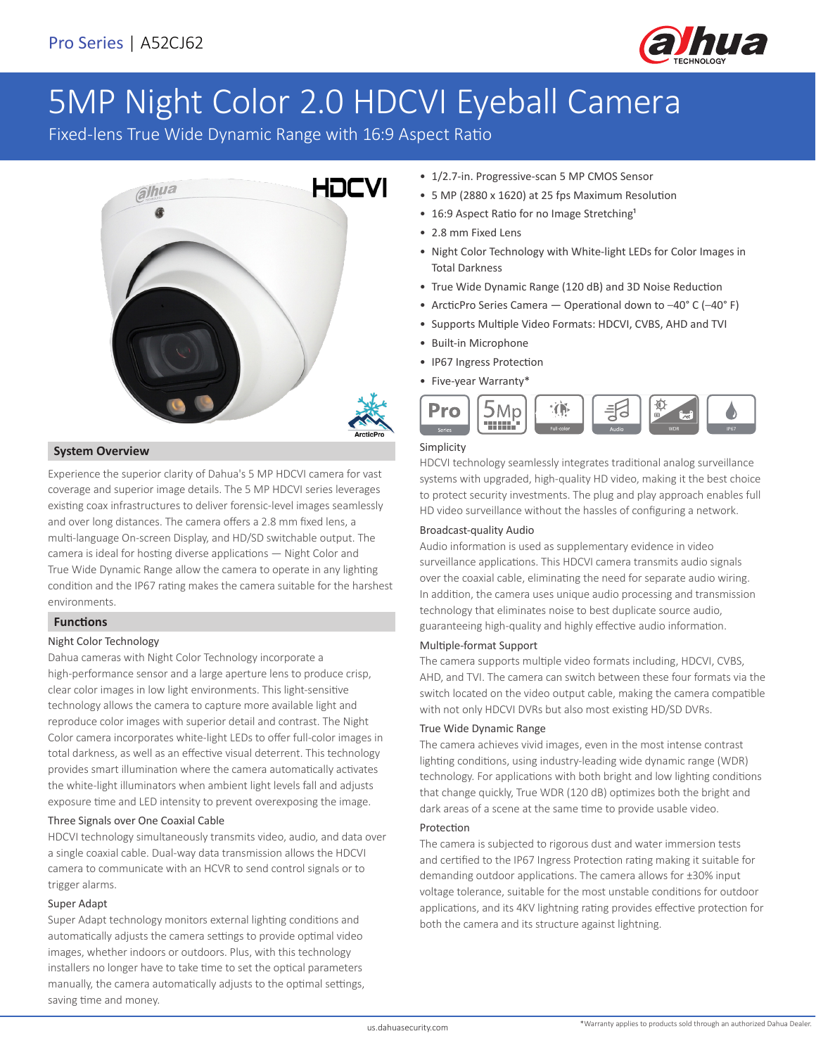Pro Series | A52CJ62

# 5MP Night Color 2.0 HDCVI Eyeball Camera

Fixed-lens True Wide Dynamic Range with 16:9 Aspect Ratio

- 1/2.7-in. Progressive-scan 5 MP CMOS Sensor
- 5 MP (2880 x 1620) at 25 fps Maximum Resolution
- 16:9 Aspect Ratio for no Image Stretching[1]
- 2.8 mm Fixed Lens
- Night Color Technology with White-light LEDs for Color Images in Total Darkness
- True Wide Dynamic Range (120 dB) and 3D Noise Reduction
- ArcticPro Series Camera — Operational down to –40° C (–40° F)
- Supports Multiple Video Formats: HDCVI, CVBS, AHD and TVI
- Built-in Microphone
- IP67 Ingress Protection
- Five-year Warranty*

## System Overview

Experience the superior clarity of Dahua's 5 MP HDCVI camera for vast coverage and superior image details. The 5 MP HDCVI series leverages existing coax infrastructures to deliver forensic-level images seamlessly and over long distances. The camera offers a 2.8 mm fixed lens, a multi-language On-screen Display, and HD/SD switchable output. The camera is ideal for hosting diverse applications — Night Color and True Wide Dynamic Range allow the camera to operate in any lighting condition and the IP67 rating makes the camera suitable for the harshest environments.

## Functions

### Night Color Technology

Dahua cameras with Night Color Technology incorporate a high-performance sensor and a large aperture lens to produce crisp, clear color images in low light environments. This light-sensitive technology allows the camera to capture more available light and reproduce color images with superior detail and contrast. The Night Color camera incorporates white-light LEDs to offer full-color images in total darkness, as well as an effective visual deterrent. This technology provides smart illumination where the camera automatically activates the white-light illuminators when ambient light levels fall and adjusts exposure time and LED intensity to prevent overexposing the image.

### Three Signals over One Coaxial Cable

HDCVI technology simultaneously transmits video, audio, and data over a single coaxial cable. Dual-way data transmission allows the HDCVI camera to communicate with an HCVR to send control signals or to trigger alarms.

### Super Adapt

Super Adapt technology monitors external lighting conditions and automatically adjusts the camera settings to provide optimal video images, whether indoors or outdoors. Plus, with this technology installers no longer have to take time to set the optical parameters manually, the camera automatically adjusts to the optimal settings, saving time and money.

### Simplicity

HDCVI technology seamlessly integrates traditional analog surveillance systems with upgraded, high-quality HD video, making it the best choice to protect security investments. The plug and play approach enables full HD video surveillance without the hassles of configuring a network.

### Broadcast-quality Audio

Audio information is used as supplementary evidence in video surveillance applications. This HDCVI camera transmits audio signals over the coaxial cable, eliminating the need for separate audio wiring. In addition, the camera uses unique audio processing and transmission technology that eliminates noise to best duplicate source audio, guaranteeing high-quality and highly effective audio information.

### Multiple-format Support

The camera supports multiple video formats including, HDCVI, CVBS, AHD, and TVI. The camera can switch between these four formats via the switch located on the video output cable, making the camera compatible with not only HDCVI DVRs but also most existing HD/SD DVRs.

### True Wide Dynamic Range

The camera achieves vivid images, even in the most intense contrast lighting conditions, using industry-leading wide dynamic range (WDR) technology. For applications with both bright and low lighting conditions that change quickly, True WDR (120 dB) optimizes both the bright and dark areas of a scene at the same time to provide usable video.

### Protection

The camera is subjected to rigorous dust and water immersion tests and certified to the IP67 Ingress Protection rating making it suitable for demanding outdoor applications. The camera allows for ±30% input voltage tolerance, suitable for the most unstable conditions for outdoor applications, and its 4KV lightning rating provides effective protection for both the camera and its structure against lightning.

*Warranty applies to products sold through an authorized Dahua Dealer.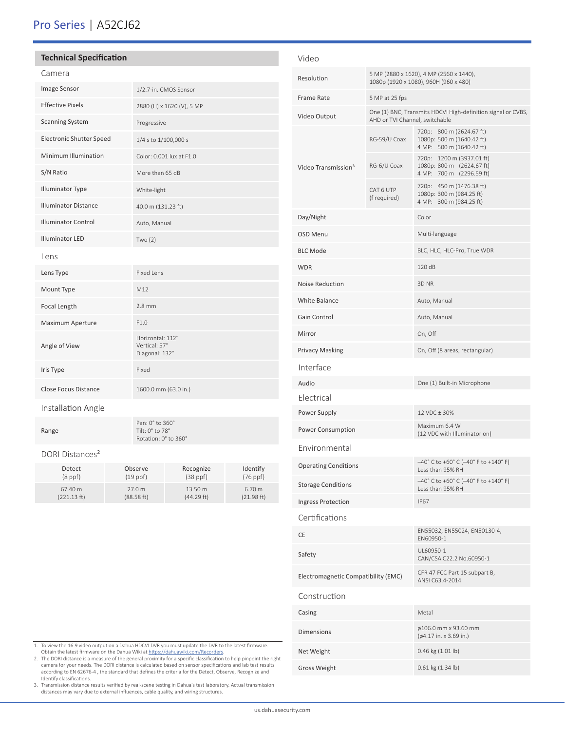# Pro Series | A52CJ62

## Technical Specification

### Camera

| | |
|---|---|
| Image Sensor | 1/2.7-in. CMOS Sensor |
| Effective Pixels | 2880 (H) x 1620 (V), 5 MP |
| Scanning System | Progressive |
| Electronic Shutter Speed | 1/4 s to 1/100,000 s |
| Minimum Illumination | Color: 0.001 lux at F1.0 |
| S/N Ratio | More than 65 dB |
| Illuminator Type | White-light |
| Illuminator Distance | 40.0 m (131.23 ft) |
| Illuminator Control | Auto, Manual |
| Illuminator LED | Two (2) |

### Lens

| | |
|---|---|
| Lens Type | Fixed Lens |
| Mount Type | M12 |
| Focal Length | 2.8 mm |
| Maximum Aperture | F1.0 |
| Angle of View | Horizontal: 112°<br>Vertical: 57°<br>Diagonal: 132° |
| Iris Type | Fixed |
| Close Focus Distance | 1600.0 mm (63.0 in.) |

### Installation Angle

| | |
|---|---|
| Range | Pan: 0° to 360°<br>Tilt: 0° to 78°<br>Rotation: 0° to 360° |

### DORI Distances[2]

| Detect (8 ppf) | Observe (19 ppf) | Recognize (38 ppf) | Identify (76 ppf) |
|---|---|---|---|
| 67.40 m (221.13 ft) | 27.0 m (88.58 ft) | 13.50 m (44.29 ft) | 6.70 m (21.98 ft) |

### Video

| | | |
|---|---|---|
| Resolution | 5 MP (2880 x 1620), 4 MP (2560 x 1440), 1080p (1920 x 1080), 960H (960 x 480) | |
| Frame Rate | 5 MP at 25 fps | |
| Video Output | One (1) BNC, Transmits HDCVI High-definition signal or CVBS, AHD or TVI Channel, switchable | |
| Video Transmission[3] | RG-59/U Coax | 720p: 800 m (2624.67 ft)<br>1080p: 500 m (1640.42 ft)<br>4 MP: 500 m (1640.42 ft) |
| | RG-6/U Coax | 720p: 1200 m (3937.01 ft)<br>1080p: 800 m (2624.67 ft)<br>4 MP: 700 m (2296.59 ft) |
| | CAT 6 UTP (f required) | 720p: 450 m (1476.38 ft)<br>1080p: 300 m (984.25 ft)<br>4 MP: 300 m (984.25 ft) |
| Day/Night | Color | |
| OSD Menu | Multi-language | |
| BLC Mode | BLC, HLC, HLC-Pro, True WDR | |
| WDR | 120 dB | |
| Noise Reduction | 3D NR | |
| White Balance | Auto, Manual | |
| Gain Control | Auto, Manual | |
| Mirror | On, Off | |
| Privacy Masking | On, Off (8 areas, rectangular) | |

### Interface

| | |
|---|---|
| Audio | One (1) Built-in Microphone |

### Electrical

| | |
|---|---|
| Power Supply | 12 VDC ± 30% |
| Power Consumption | Maximum 6.4 W<br>(12 VDC with Illuminator on) |

### Environmental

| | |
|---|---|
| Operating Conditions | –40° C to +60° C (–40° F to +140° F)<br>Less than 95% RH |
| Storage Conditions | –40° C to +60° C (–40° F to +140° F)<br>Less than 95% RH |
| Ingress Protection | IP67 |

### Certifications

| | |
|---|---|
| CE | EN55032, EN55024, EN50130-4, EN60950-1 |
| Safety | UL60950-1<br>CAN/CSA C22.2 No.60950-1 |
| Electromagnetic Compatibility (EMC) | CFR 47 FCC Part 15 subpart B, ANSI C63.4-2014 |

### Construction

| | |
|---|---|
| Casing | Metal |
| Dimensions | ø106.0 mm x 93.60 mm<br>(ø4.17 in. x 3.69 in.) |
| Net Weight | 0.46 kg (1.01 lb) |
| Gross Weight | 0.61 kg (1.34 lb) |

1. To view the 16:9 video output on a Dahua HDCVI DVR you must update the DVR to the latest firmware. Obtain the latest firmware on the Dahua Wiki at https://dahuawiki.com/Recorders.
2. The DORI distance is a measure of the general proximity for a specific classification to help pinpoint the right camera for your needs. The DORI distance is calculated based on sensor specifications and lab test results according to EN 62676-4 , the standard that defines the criteria for the Detect, Observe, Recognize and Identify classifications.
3. Transmission distance results verified by real-scene testing in Dahua's test laboratory. Actual transmission distances may vary due to external influences, cable quality, and wiring structures.

us.dahuasecurity.com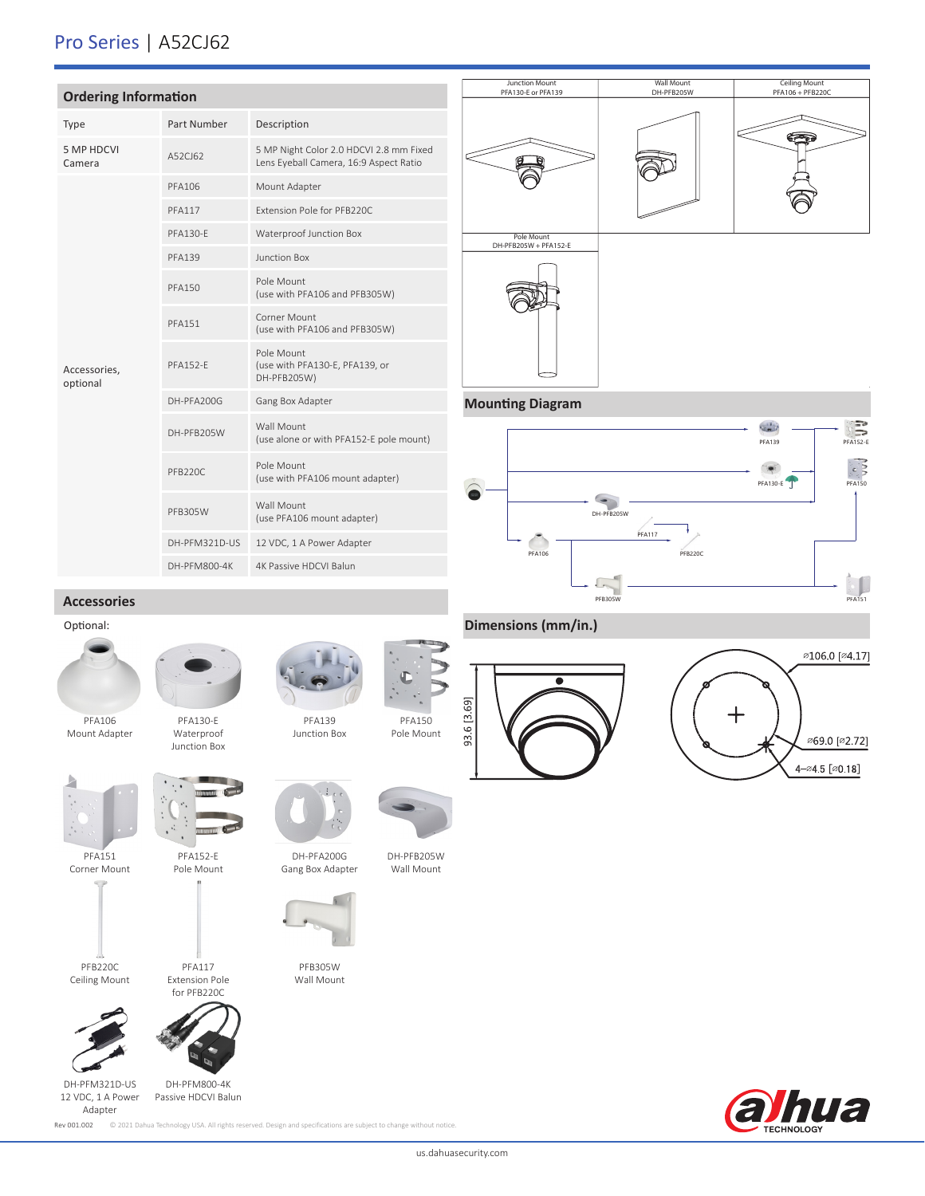# Pro Series | A52CJ62

## Ordering Information

| Type | Part Number | Description |
|---|---|---|
| 5 MP HDCVI Camera | A52CJ62 | 5 MP Night Color 2.0 HDCVI 2.8 mm Fixed Lens Eyeball Camera, 16:9 Aspect Ratio |
| Accessories, optional | PFA106 | Mount Adapter |
| | PFA117 | Extension Pole for PFB220C |
| | PFA130-E | Waterproof Junction Box |
| | PFA139 | Junction Box |
| | PFA150 | Pole Mount (use with PFA106 and PFB305W) |
| | PFA151 | Corner Mount (use with PFA106 and PFB305W) |
| | PFA152-E | Pole Mount (use with PFA130-E, PFA139, or DH-PFB205W) |
| | DH-PFA200G | Gang Box Adapter |
| | DH-PFB205W | Wall Mount (use alone or with PFA152-E pole mount) |
| | PFB220C | Pole Mount (use with PFA106 mount adapter) |
| | PFB305W | Wall Mount (use PFA106 mount adapter) |
| | DH-PFM321D-US | 12 VDC, 1 A Power Adapter |
| | DH-PFM800-4K | 4K Passive HDCVI Balun |

Junction Mount
PFA130-E or PFA139

Wall Mount
DH-PFB205W

Ceiling Mount
PFA106 + PFB220C

Pole Mount
DH-PFB205W + PFA152-E

## Mounting Diagram

PFA139
PFA152-E
PFA130-E
PFA150
DH-PFB205W
PFA117
PFA106
PFB220C
PFB305W
PFA151

## Accessories

Optional:

PFA106
Mount Adapter

PFA130-E
Waterproof Junction Box

PFA139
Junction Box

PFA150
Pole Mount

PFA151
Corner Mount

PFA152-E
Pole Mount

DH-PFA200G
Gang Box Adapter

DH-PFB205W
Wall Mount

PFB220C
Ceiling Mount

PFA117
Extension Pole for PFB220C

PFB305W
Wall Mount

DH-PFM321D-US
12 VDC, 1 A Power Adapter

DH-PFM800-4K
Passive HDCVI Balun

## Dimensions (mm/in.)

93.6 [3.69]

⌀106.0 [⌀4.17]

⌀69.0 [⌀2.72]

4–⌀4.5 [⌀0.18]

Rev 001.002 © 2021 Dahua Technology USA. All rights reserved. Design and specifications are subject to change without notice.

us.dahuasecurity.com